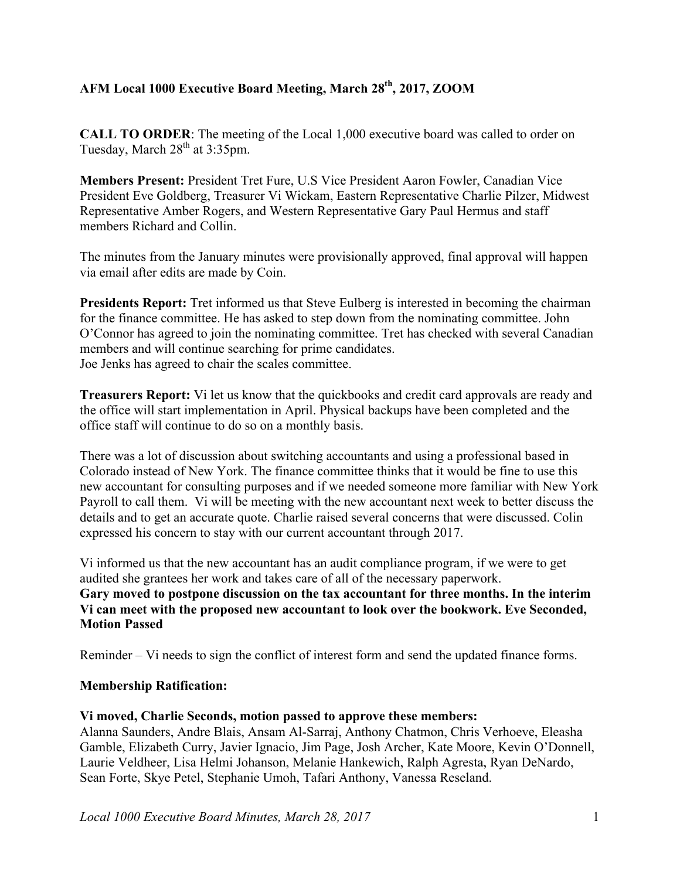**AFM Local 1000 Executive Board Meeting, March 28th, 2017, ZOOM**

**CALL TO ORDER**: The meeting of the Local 1,000 executive board was called to order on Tuesday, March 28th at 3:35pm.

**Members Present:** President Tret Fure, U.S Vice President Aaron Fowler, Canadian Vice President Eve Goldberg, Treasurer Vi Wickam, Eastern Representative Charlie Pilzer, Midwest Representative Amber Rogers, and Western Representative Gary Paul Hermus and staff members Richard and Collin.

The minutes from the January minutes were provisionally approved, final approval will happen via email after edits are made by Coin.

**Presidents Report:** Tret informed us that Steve Eulberg is interested in becoming the chairman for the finance committee. He has asked to step down from the nominating committee. John O'Connor has agreed to join the nominating committee. Tret has checked with several Canadian members and will continue searching for prime candidates.
Joe Jenks has agreed to chair the scales committee.

**Treasurers Report:** Vi let us know that the quickbooks and credit card approvals are ready and the office will start implementation in April. Physical backups have been completed and the office staff will continue to do so on a monthly basis.

There was a lot of discussion about switching accountants and using a professional based in Colorado instead of New York. The finance committee thinks that it would be fine to use this new accountant for consulting purposes and if we needed someone more familiar with New York Payroll to call them. Vi will be meeting with the new accountant next week to better discuss the details and to get an accurate quote. Charlie raised several concerns that were discussed. Colin expressed his concern to stay with our current accountant through 2017.

Vi informed us that the new accountant has an audit compliance program, if we were to get audited she grantees her work and takes care of all of the necessary paperwork.
**Gary moved to postpone discussion on the tax accountant for three months. In the interim Vi can meet with the proposed new accountant to look over the bookwork. Eve Seconded, Motion Passed**

Reminder – Vi needs to sign the conflict of interest form and send the updated finance forms.

**Membership Ratification:**

**Vi moved, Charlie Seconds, motion passed to approve these members:**
Alanna Saunders, Andre Blais, Ansam Al-Sarraj, Anthony Chatmon, Chris Verhoeve, Eleasha Gamble, Elizabeth Curry, Javier Ignacio, Jim Page, Josh Archer, Kate Moore, Kevin O'Donnell, Laurie Veldheer, Lisa Helmi Johanson, Melanie Hankewich, Ralph Agresta, Ryan DeNardo, Sean Forte, Skye Petel, Stephanie Umoh, Tafari Anthony, Vanessa Reseland.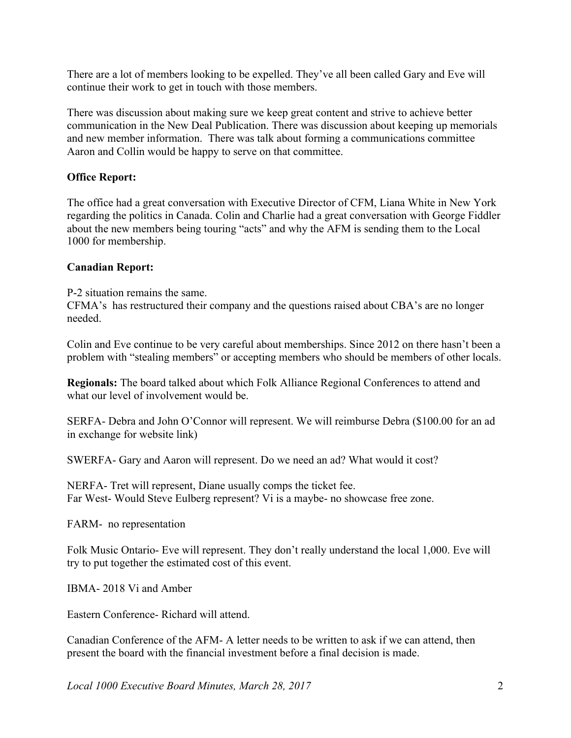There are a lot of members looking to be expelled. They've all been called Gary and Eve will continue their work to get in touch with those members.

There was discussion about making sure we keep great content and strive to achieve better communication in the New Deal Publication. There was discussion about keeping up memorials and new member information. There was talk about forming a communications committee Aaron and Collin would be happy to serve on that committee.

**Office Report:**

The office had a great conversation with Executive Director of CFM, Liana White in New York regarding the politics in Canada. Colin and Charlie had a great conversation with George Fiddler about the new members being touring "acts" and why the AFM is sending them to the Local 1000 for membership.

**Canadian Report:**

P-2 situation remains the same.
CFMA's has restructured their company and the questions raised about CBA's are no longer needed.

Colin and Eve continue to be very careful about memberships. Since 2012 on there hasn't been a problem with "stealing members" or accepting members who should be members of other locals.

**Regionals:** The board talked about which Folk Alliance Regional Conferences to attend and what our level of involvement would be.

SERFA- Debra and John O'Connor will represent. We will reimburse Debra ($100.00 for an ad in exchange for website link)

SWERFA- Gary and Aaron will represent. Do we need an ad? What would it cost?

NERFA- Tret will represent, Diane usually comps the ticket fee.
Far West- Would Steve Eulberg represent? Vi is a maybe- no showcase free zone.

FARM- no representation

Folk Music Ontario- Eve will represent. They don't really understand the local 1,000. Eve will try to put together the estimated cost of this event.

IBMA- 2018 Vi and Amber

Eastern Conference- Richard will attend.

Canadian Conference of the AFM- A letter needs to be written to ask if we can attend, then present the board with the financial investment before a final decision is made.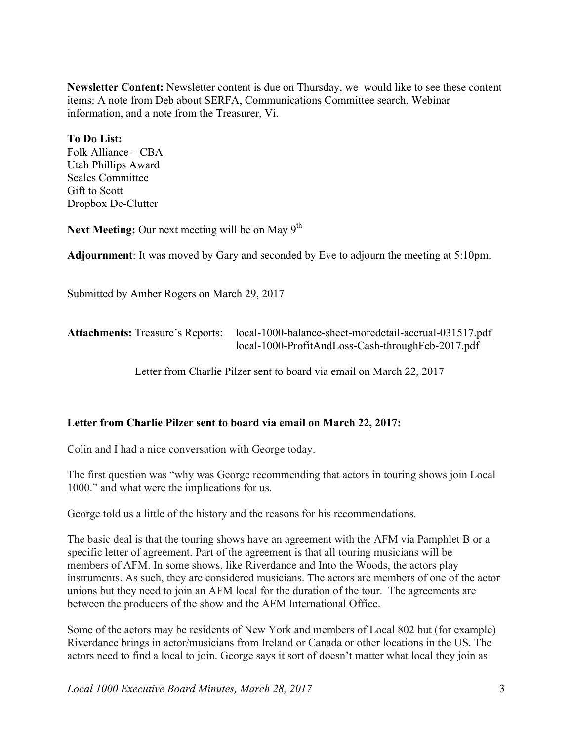**Newsletter Content:** Newsletter content is due on Thursday, we would like to see these content items: A note from Deb about SERFA, Communications Committee search, Webinar information, and a note from the Treasurer, Vi.

**To Do List:**
Folk Alliance – CBA
Utah Phillips Award
Scales Committee
Gift to Scott
Dropbox De-Clutter

**Next Meeting:** Our next meeting will be on May 9th

**Adjournment**: It was moved by Gary and seconded by Eve to adjourn the meeting at 5:10pm.

Submitted by Amber Rogers on March 29, 2017

**Attachments:** Treasure's Reports: local-1000-balance-sheet-moredetail-accrual-031517.pdf
local-1000-ProfitAndLoss-Cash-throughFeb-2017.pdf

Letter from Charlie Pilzer sent to board via email on March 22, 2017

**Letter from Charlie Pilzer sent to board via email on March 22, 2017:**

Colin and I had a nice conversation with George today.

The first question was "why was George recommending that actors in touring shows join Local 1000." and what were the implications for us.

George told us a little of the history and the reasons for his recommendations.

The basic deal is that the touring shows have an agreement with the AFM via Pamphlet B or a specific letter of agreement. Part of the agreement is that all touring musicians will be members of AFM. In some shows, like Riverdance and Into the Woods, the actors play instruments. As such, they are considered musicians. The actors are members of one of the actor unions but they need to join an AFM local for the duration of the tour. The agreements are between the producers of the show and the AFM International Office.

Some of the actors may be residents of New York and members of Local 802 but (for example) Riverdance brings in actor/musicians from Ireland or Canada or other locations in the US. The actors need to find a local to join. George says it sort of doesn't matter what local they join as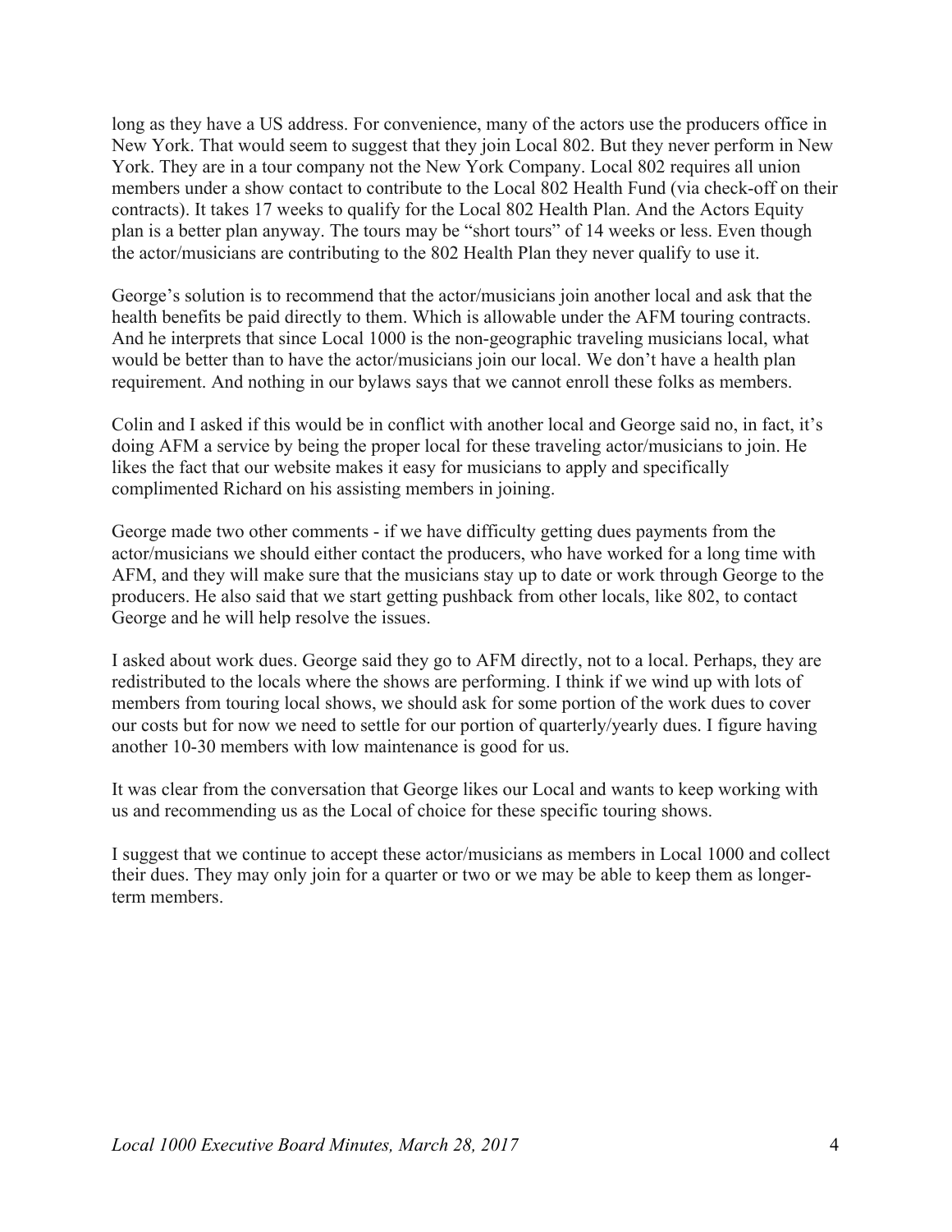long as they have a US address. For convenience, many of the actors use the producers office in New York. That would seem to suggest that they join Local 802. But they never perform in New York. They are in a tour company not the New York Company. Local 802 requires all union members under a show contact to contribute to the Local 802 Health Fund (via check-off on their contracts). It takes 17 weeks to qualify for the Local 802 Health Plan. And the Actors Equity plan is a better plan anyway. The tours may be "short tours" of 14 weeks or less. Even though the actor/musicians are contributing to the 802 Health Plan they never qualify to use it.

George's solution is to recommend that the actor/musicians join another local and ask that the health benefits be paid directly to them. Which is allowable under the AFM touring contracts. And he interprets that since Local 1000 is the non-geographic traveling musicians local, what would be better than to have the actor/musicians join our local. We don't have a health plan requirement. And nothing in our bylaws says that we cannot enroll these folks as members.

Colin and I asked if this would be in conflict with another local and George said no, in fact, it's doing AFM a service by being the proper local for these traveling actor/musicians to join. He likes the fact that our website makes it easy for musicians to apply and specifically complimented Richard on his assisting members in joining.

George made two other comments - if we have difficulty getting dues payments from the actor/musicians we should either contact the producers, who have worked for a long time with AFM, and they will make sure that the musicians stay up to date or work through George to the producers. He also said that we start getting pushback from other locals, like 802, to contact George and he will help resolve the issues.

I asked about work dues. George said they go to AFM directly, not to a local. Perhaps, they are redistributed to the locals where the shows are performing. I think if we wind up with lots of members from touring local shows, we should ask for some portion of the work dues to cover our costs but for now we need to settle for our portion of quarterly/yearly dues. I figure having another 10-30 members with low maintenance is good for us.

It was clear from the conversation that George likes our Local and wants to keep working with us and recommending us as the Local of choice for these specific touring shows.

I suggest that we continue to accept these actor/musicians as members in Local 1000 and collect their dues. They may only join for a quarter or two or we may be able to keep them as longer-term members.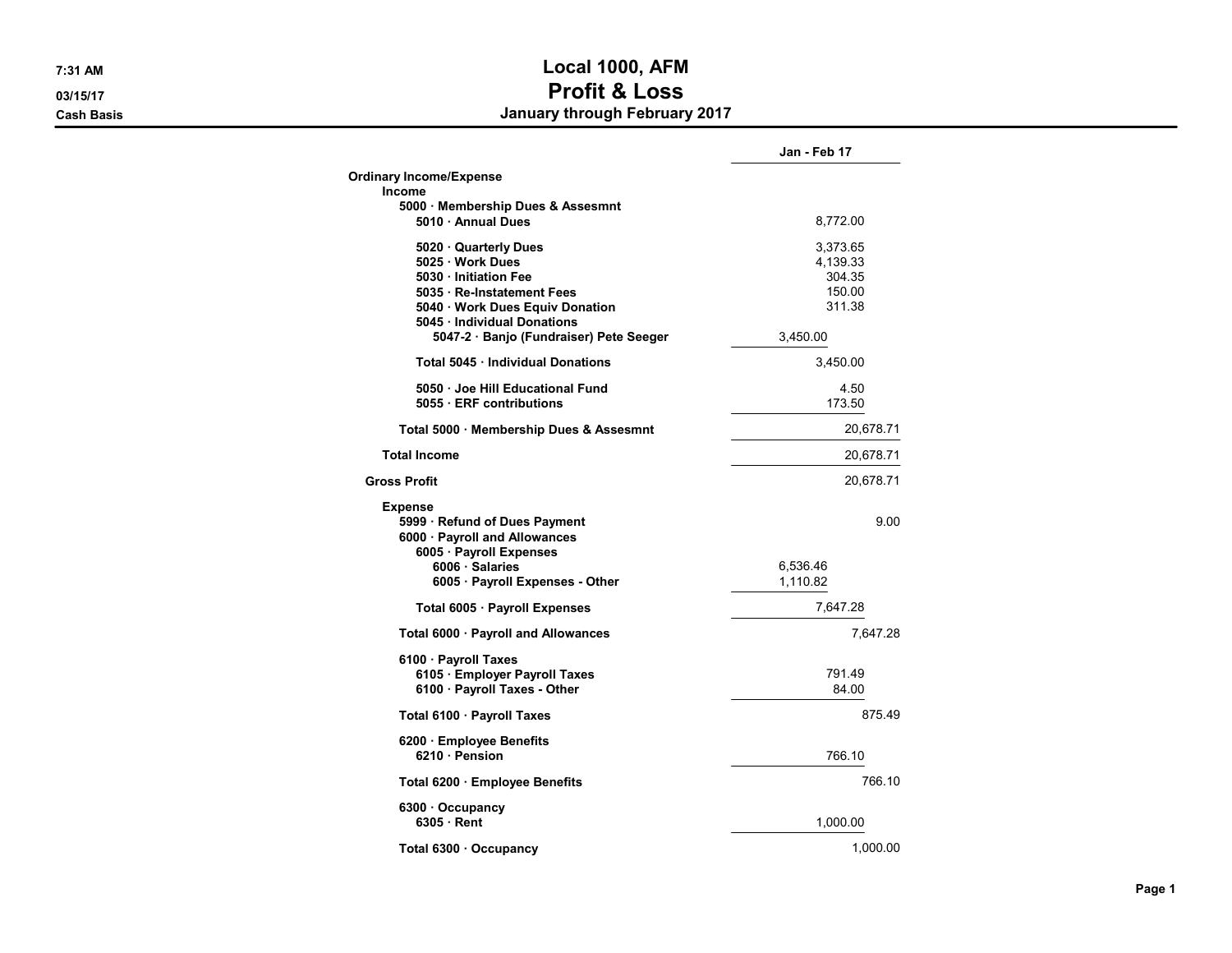# Local 1000, AFM
## Profit & Loss
### January through February 2017

7:31 AM
03/15/17
Cash Basis

| | | | Jan - Feb 17 |
|---|---|---|---|
| **Ordinary Income/Expense** | | | |
| **Income** | | | |
| **5000 · Membership Dues & Assesmnt** | | | |
| **5010 · Annual Dues** | | 8,772.00 | |
| **5020 · Quarterly Dues** | | 3,373.65 | |
| **5025 · Work Dues** | | 4,139.33 | |
| **5030 · Initiation Fee** | | 304.35 | |
| **5035 · Re-Instatement Fees** | | 150.00 | |
| **5040 · Work Dues Equiv Donation** | | 311.38 | |
| **5045 · Individual Donations** | | | |
| **5047-2 · Banjo (Fundraiser) Pete Seeger** | 3,450.00 | | |
| **Total 5045 · Individual Donations** | | 3,450.00 | |
| **5050 · Joe Hill Educational Fund** | | 4.50 | |
| **5055 · ERF contributions** | | 173.50 | |
| **Total 5000 · Membership Dues & Assesmnt** | | | 20,678.71 |
| **Total Income** | | | 20,678.71 |
| **Gross Profit** | | | 20,678.71 |
| **Expense** | | | |
| **5999 · Refund of Dues Payment** | | | 9.00 |
| **6000 · Payroll and Allowances** | | | |
| **6005 · Payroll Expenses** | | | |
| **6006 · Salaries** | 6,536.46 | | |
| **6005 · Payroll Expenses - Other** | 1,110.82 | | |
| **Total 6005 · Payroll Expenses** | | 7,647.28 | |
| **Total 6000 · Payroll and Allowances** | | | 7,647.28 |
| **6100 · Payroll Taxes** | | | |
| **6105 · Employer Payroll Taxes** | | 791.49 | |
| **6100 · Payroll Taxes - Other** | | 84.00 | |
| **Total 6100 · Payroll Taxes** | | | 875.49 |
| **6200 · Employee Benefits** | | | |
| **6210 · Pension** | | 766.10 | |
| **Total 6200 · Employee Benefits** | | | 766.10 |
| **6300 · Occupancy** | | | |
| **6305 · Rent** | | 1,000.00 | |
| **Total 6300 · Occupancy** | | | 1,000.00 |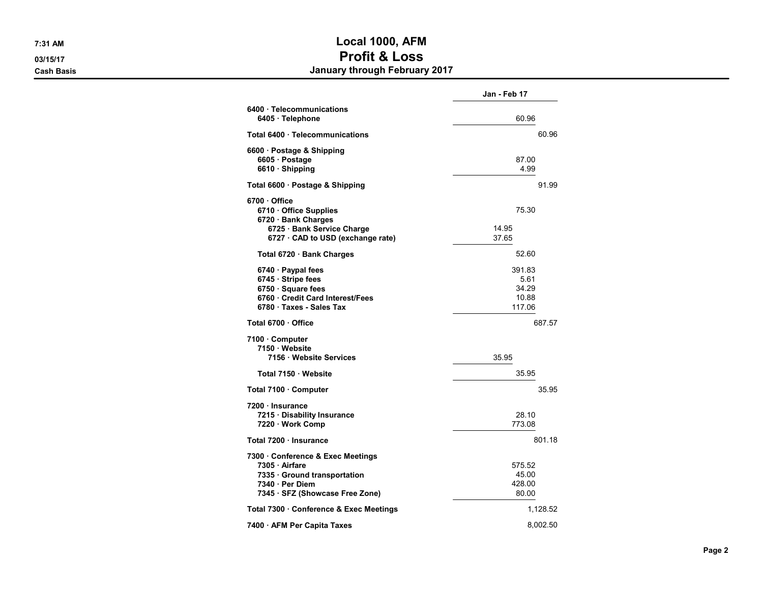# Local 1000, AFM
## Profit & Loss
### January through February 2017

7:31 AM
03/15/17
Cash Basis

| | Jan - Feb 17 | |
|---|---|---|
| **6400 · Telecommunications** | | |
| **6405 · Telephone** | 60.96 | |
| **Total 6400 · Telecommunications** | | 60.96 |
| **6600 · Postage & Shipping** | | |
| **6605 · Postage** | 87.00 | |
| **6610 · Shipping** | 4.99 | |
| **Total 6600 · Postage & Shipping** | | 91.99 |
| **6700 · Office** | | |
| **6710 · Office Supplies** | 75.30 | |
| **6720 · Bank Charges** | | |
| **6725 · Bank Service Charge** | 14.95 | |
| **6727 · CAD to USD (exchange rate)** | 37.65 | |
| **Total 6720 · Bank Charges** | 52.60 | |
| **6740 · Paypal fees** | 391.83 | |
| **6745 · Stripe fees** | 5.61 | |
| **6750 · Square fees** | 34.29 | |
| **6760 · Credit Card Interest/Fees** | 10.88 | |
| **6780 · Taxes - Sales Tax** | 117.06 | |
| **Total 6700 · Office** | | 687.57 |
| **7100 · Computer** | | |
| **7150 · Website** | | |
| **7156 · Website Services** | 35.95 | |
| **Total 7150 · Website** | 35.95 | |
| **Total 7100 · Computer** | | 35.95 |
| **7200 · Insurance** | | |
| **7215 · Disability Insurance** | 28.10 | |
| **7220 · Work Comp** | 773.08 | |
| **Total 7200 · Insurance** | | 801.18 |
| **7300 · Conference & Exec Meetings** | | |
| **7305 · Airfare** | 575.52 | |
| **7335 · Ground transportation** | 45.00 | |
| **7340 · Per Diem** | 428.00 | |
| **7345 · SFZ (Showcase Free Zone)** | 80.00 | |
| **Total 7300 · Conference & Exec Meetings** | | 1,128.52 |
| **7400 · AFM Per Capita Taxes** | | 8,002.50 |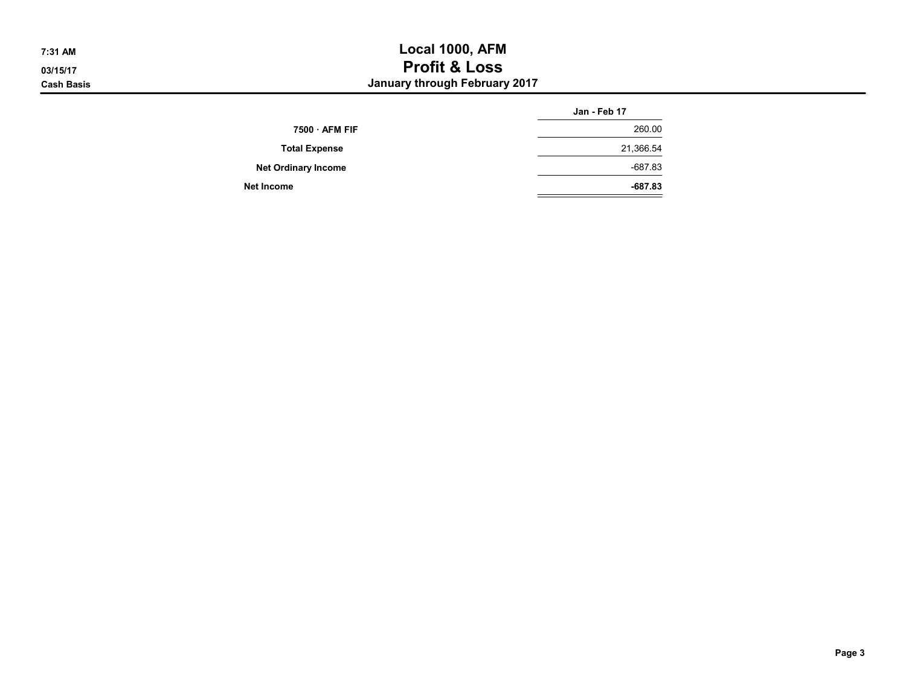# Local 1000, AFM
## Profit & Loss
### January through February 2017

7:31 AM
03/15/17
Cash Basis

| | Jan - Feb 17 |
|---|---|
| 7500 · AFM FIF | 260.00 |
| Total Expense | 21,366.54 |
| Net Ordinary Income | -687.83 |
| **Net Income** | **-687.83** |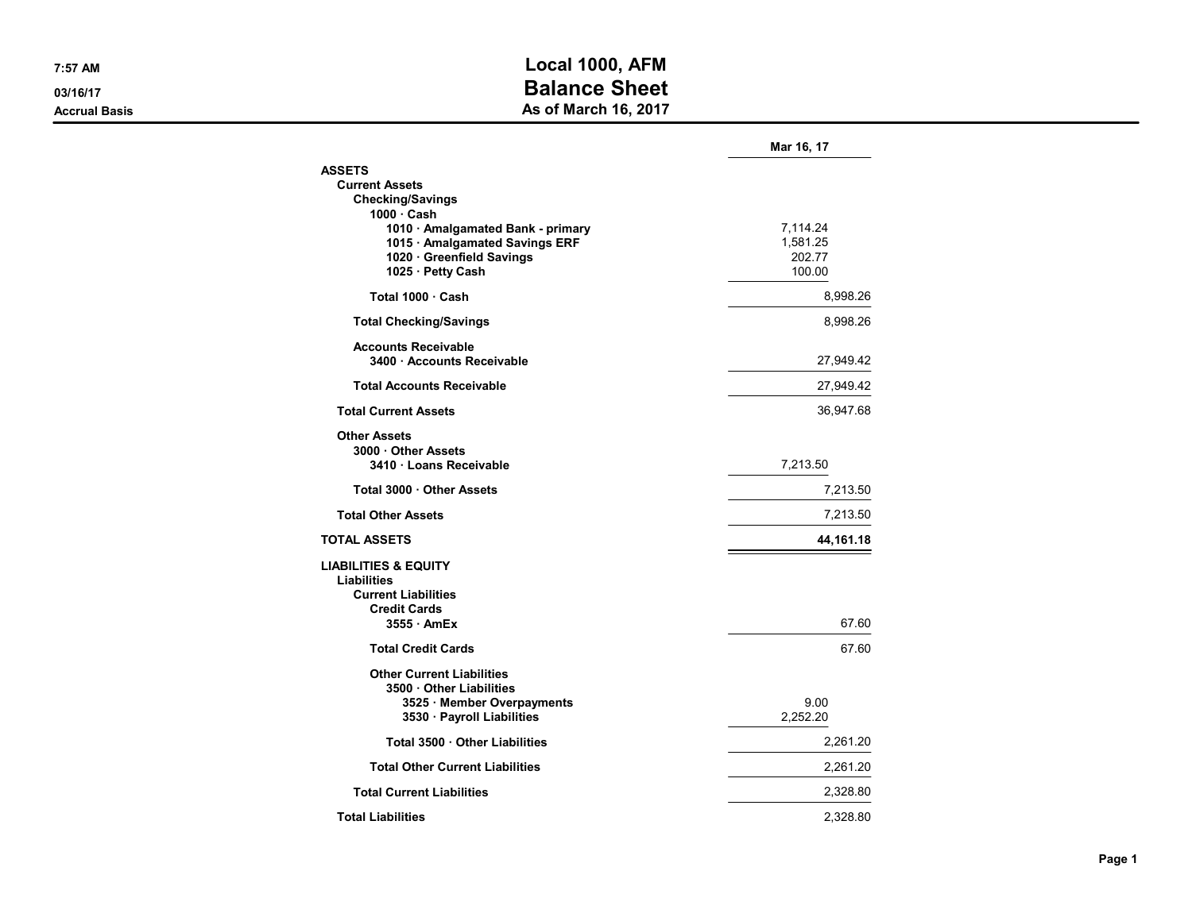# Local 1000, AFM
## Balance Sheet
### As of March 16, 2017

7:57 AM
03/16/17
Accrual Basis

| | | Mar 16, 17 |
|---|---|---|
| **ASSETS** | | |
| **Current Assets** | | |
| **Checking/Savings** | | |
| **1000 · Cash** | | |
| **1010 · Amalgamated Bank - primary** | 7,114.24 | |
| **1015 · Amalgamated Savings ERF** | 1,581.25 | |
| **1020 · Greenfield Savings** | 202.77 | |
| **1025 · Petty Cash** | 100.00 | |
| **Total 1000 · Cash** | | 8,998.26 |
| **Total Checking/Savings** | | 8,998.26 |
| **Accounts Receivable** | | |
| **3400 · Accounts Receivable** | | 27,949.42 |
| **Total Accounts Receivable** | | 27,949.42 |
| **Total Current Assets** | | 36,947.68 |
| **Other Assets** | | |
| **3000 · Other Assets** | | |
| **3410 · Loans Receivable** | 7,213.50 | |
| **Total 3000 · Other Assets** | | 7,213.50 |
| **Total Other Assets** | | 7,213.50 |
| **TOTAL ASSETS** | | **44,161.18** |
| **LIABILITIES & EQUITY** | | |
| **Liabilities** | | |
| **Current Liabilities** | | |
| **Credit Cards** | | |
| **3555 · AmEx** | | 67.60 |
| **Total Credit Cards** | | 67.60 |
| **Other Current Liabilities** | | |
| **3500 · Other Liabilities** | | |
| **3525 · Member Overpayments** | 9.00 | |
| **3530 · Payroll Liabilities** | 2,252.20 | |
| **Total 3500 · Other Liabilities** | | 2,261.20 |
| **Total Other Current Liabilities** | | 2,261.20 |
| **Total Current Liabilities** | | 2,328.80 |
| **Total Liabilities** | | 2,328.80 |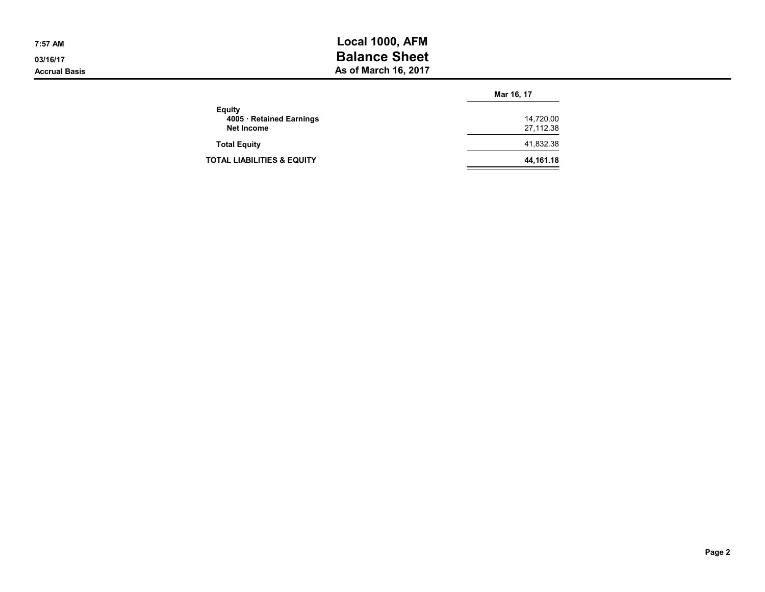# Local 1000, AFM
## Balance Sheet
### As of March 16, 2017

7:57 AM
03/16/17
Accrual Basis

| | Mar 16, 17 |
|---|---|
| **Equity** | |
| **4005 · Retained Earnings** | 14,720.00 |
| **Net Income** | 27,112.38 |
| **Total Equity** | 41,832.38 |
| **TOTAL LIABILITIES & EQUITY** | **44,161.18** |